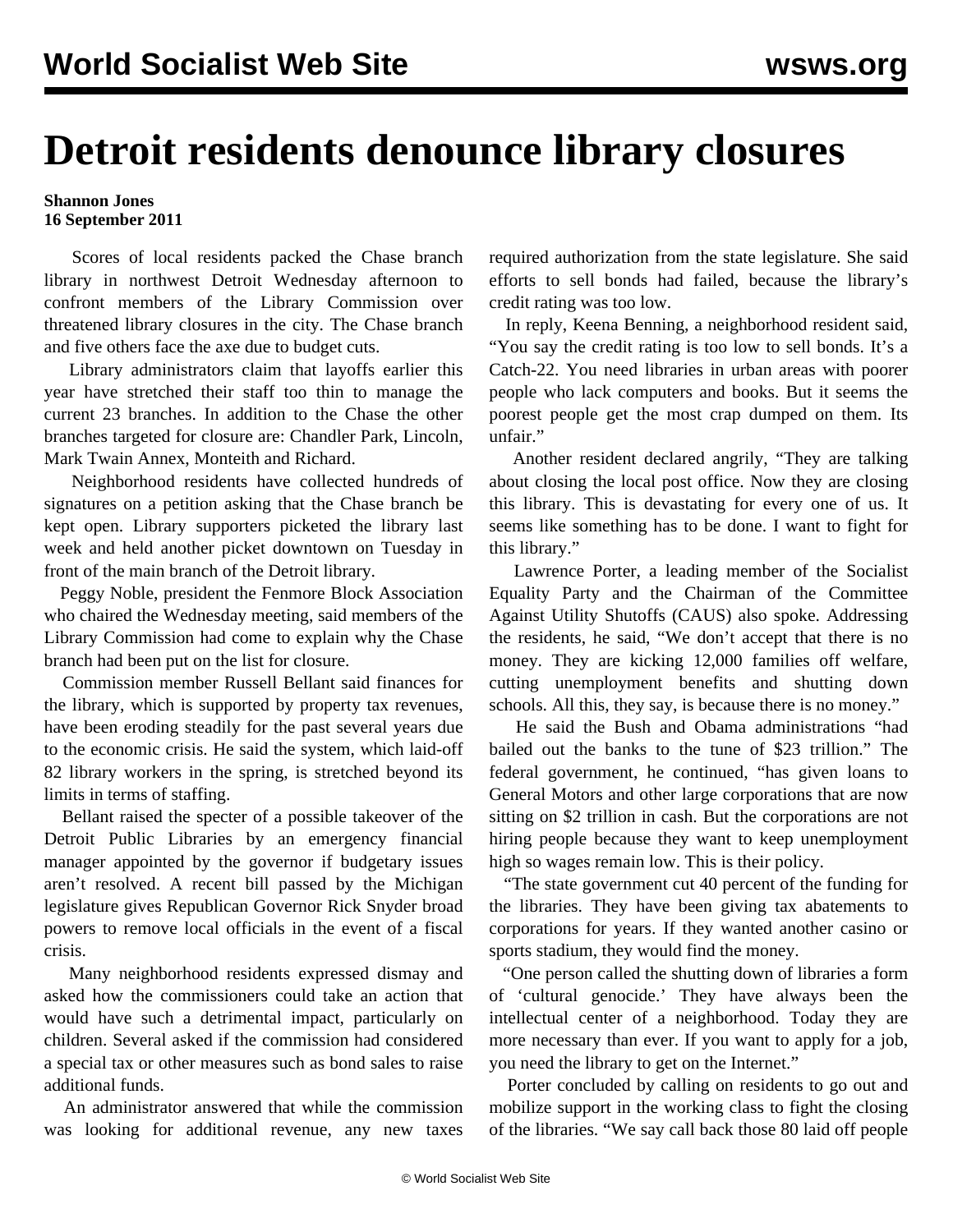# Detroit residents denounce library closures

**Shannon Jones**
**16 September 2011**

Scores of local residents packed the Chase branch library in northwest Detroit Wednesday afternoon to confront members of the Library Commission over threatened library closures in the city. The Chase branch and five others face the axe due to budget cuts.

Library administrators claim that layoffs earlier this year have stretched their staff too thin to manage the current 23 branches. In addition to the Chase the other branches targeted for closure are: Chandler Park, Lincoln, Mark Twain Annex, Monteith and Richard.

Neighborhood residents have collected hundreds of signatures on a petition asking that the Chase branch be kept open. Library supporters picketed the library last week and held another picket downtown on Tuesday in front of the main branch of the Detroit library.

Peggy Noble, president the Fenmore Block Association who chaired the Wednesday meeting, said members of the Library Commission had come to explain why the Chase branch had been put on the list for closure.

Commission member Russell Bellant said finances for the library, which is supported by property tax revenues, have been eroding steadily for the past several years due to the economic crisis. He said the system, which laid-off 82 library workers in the spring, is stretched beyond its limits in terms of staffing.

Bellant raised the specter of a possible takeover of the Detroit Public Libraries by an emergency financial manager appointed by the governor if budgetary issues aren't resolved. A recent bill passed by the Michigan legislature gives Republican Governor Rick Snyder broad powers to remove local officials in the event of a fiscal crisis.

Many neighborhood residents expressed dismay and asked how the commissioners could take an action that would have such a detrimental impact, particularly on children. Several asked if the commission had considered a special tax or other measures such as bond sales to raise additional funds.

An administrator answered that while the commission was looking for additional revenue, any new taxes required authorization from the state legislature. She said efforts to sell bonds had failed, because the library's credit rating was too low.

In reply, Keena Benning, a neighborhood resident said, "You say the credit rating is too low to sell bonds. It's a Catch-22. You need libraries in urban areas with poorer people who lack computers and books. But it seems the poorest people get the most crap dumped on them. Its unfair."

Another resident declared angrily, "They are talking about closing the local post office. Now they are closing this library. This is devastating for every one of us. It seems like something has to be done. I want to fight for this library."

Lawrence Porter, a leading member of the Socialist Equality Party and the Chairman of the Committee Against Utility Shutoffs (CAUS) also spoke. Addressing the residents, he said, "We don't accept that there is no money. They are kicking 12,000 families off welfare, cutting unemployment benefits and shutting down schools. All this, they say, is because there is no money."

He said the Bush and Obama administrations "had bailed out the banks to the tune of $23 trillion." The federal government, he continued, "has given loans to General Motors and other large corporations that are now sitting on $2 trillion in cash. But the corporations are not hiring people because they want to keep unemployment high so wages remain low. This is their policy.

"The state government cut 40 percent of the funding for the libraries. They have been giving tax abatements to corporations for years. If they wanted another casino or sports stadium, they would find the money.

"One person called the shutting down of libraries a form of 'cultural genocide.' They have always been the intellectual center of a neighborhood. Today they are more necessary than ever. If you want to apply for a job, you need the library to get on the Internet."

Porter concluded by calling on residents to go out and mobilize support in the working class to fight the closing of the libraries. "We say call back those 80 laid off people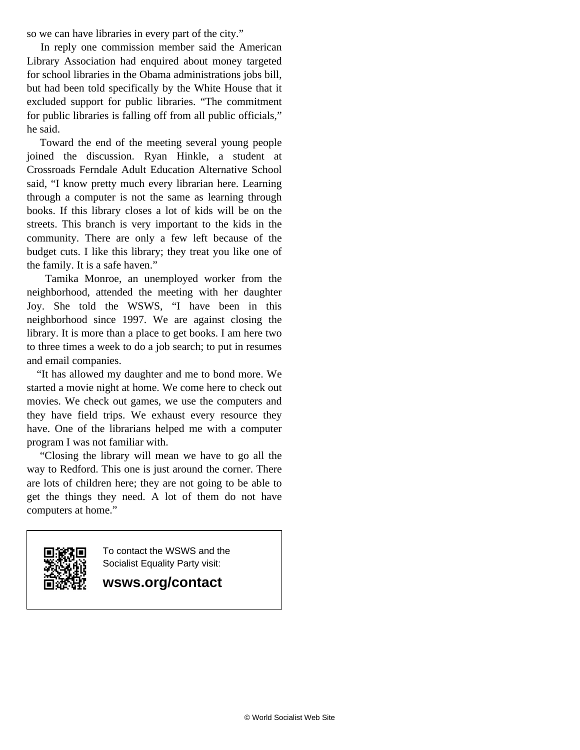so we can have libraries in every part of the city."

In reply one commission member said the American Library Association had enquired about money targeted for school libraries in the Obama administrations jobs bill, but had been told specifically by the White House that it excluded support for public libraries. "The commitment for public libraries is falling off from all public officials," he said.

Toward the end of the meeting several young people joined the discussion. Ryan Hinkle, a student at Crossroads Ferndale Adult Education Alternative School said, "I know pretty much every librarian here. Learning through a computer is not the same as learning through books. If this library closes a lot of kids will be on the streets. This branch is very important to the kids in the community. There are only a few left because of the budget cuts. I like this library; they treat you like one of the family. It is a safe haven."

Tamika Monroe, an unemployed worker from the neighborhood, attended the meeting with her daughter Joy. She told the WSWS, "I have been in this neighborhood since 1997. We are against closing the library. It is more than a place to get books. I am here two to three times a week to do a job search; to put in resumes and email companies.

"It has allowed my daughter and me to bond more. We started a movie night at home. We come here to check out movies. We check out games, we use the computers and they have field trips. We exhaust every resource they have. One of the librarians helped me with a computer program I was not familiar with.

"Closing the library will mean we have to go all the way to Redford. This one is just around the corner. There are lots of children here; they are not going to be able to get the things they need. A lot of them do not have computers at home."

To contact the WSWS and the Socialist Equality Party visit:

**wsws.org/contact**